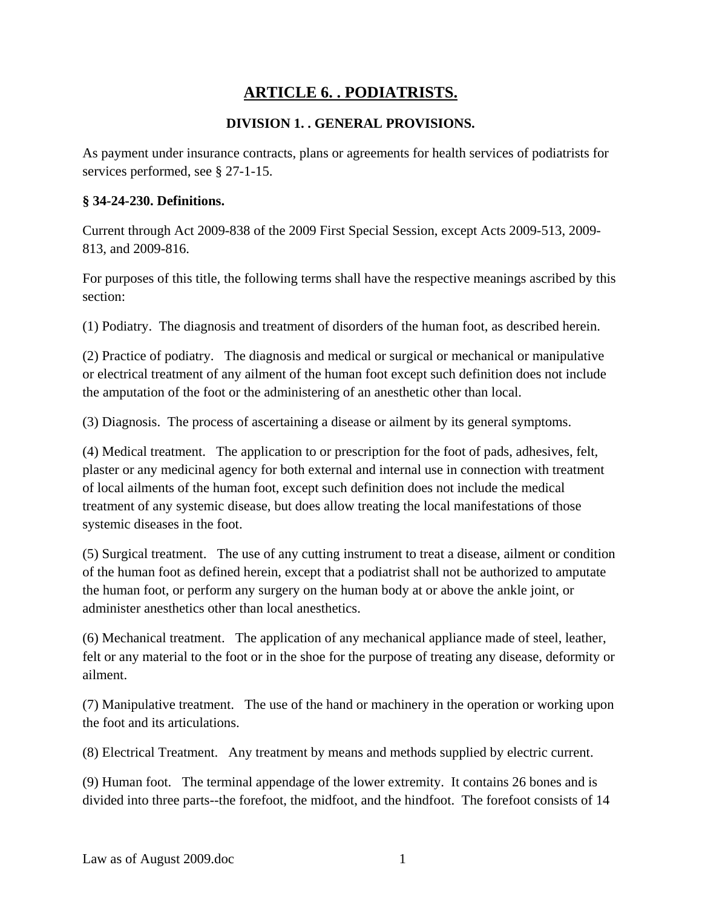# ARTICLE 6. . PODIATRISTS.

## DIVISION 1. . GENERAL PROVISIONS.

As payment under insurance contracts, plans or agreements for health services of podiatrists for services performed, see § 27-1-15.

### § 34-24-230. Definitions.

Current through Act 2009-838 of the 2009 First Special Session, except Acts 2009-513, 2009-813, and 2009-816.

For purposes of this title, the following terms shall have the respective meanings ascribed by this section:

(1) Podiatry. The diagnosis and treatment of disorders of the human foot, as described herein.

(2) Practice of podiatry. The diagnosis and medical or surgical or mechanical or manipulative or electrical treatment of any ailment of the human foot except such definition does not include the amputation of the foot or the administering of an anesthetic other than local.

(3) Diagnosis. The process of ascertaining a disease or ailment by its general symptoms.

(4) Medical treatment. The application to or prescription for the foot of pads, adhesives, felt, plaster or any medicinal agency for both external and internal use in connection with treatment of local ailments of the human foot, except such definition does not include the medical treatment of any systemic disease, but does allow treating the local manifestations of those systemic diseases in the foot.

(5) Surgical treatment. The use of any cutting instrument to treat a disease, ailment or condition of the human foot as defined herein, except that a podiatrist shall not be authorized to amputate the human foot, or perform any surgery on the human body at or above the ankle joint, or administer anesthetics other than local anesthetics.

(6) Mechanical treatment. The application of any mechanical appliance made of steel, leather, felt or any material to the foot or in the shoe for the purpose of treating any disease, deformity or ailment.

(7) Manipulative treatment. The use of the hand or machinery in the operation or working upon the foot and its articulations.

(8) Electrical Treatment. Any treatment by means and methods supplied by electric current.

(9) Human foot. The terminal appendage of the lower extremity. It contains 26 bones and is divided into three parts--the forefoot, the midfoot, and the hindfoot. The forefoot consists of 14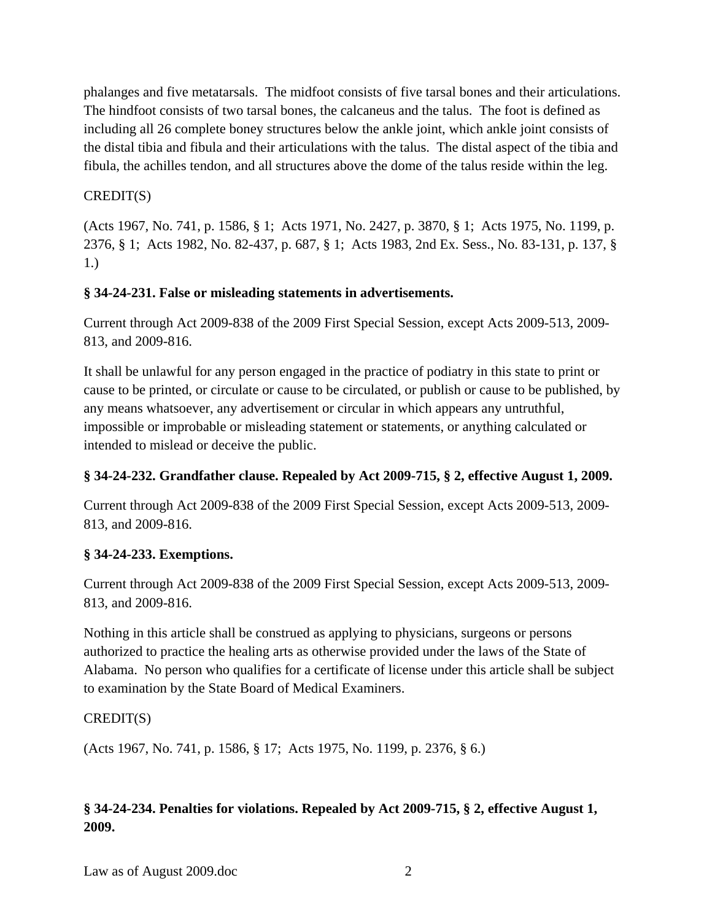phalanges and five metatarsals. The midfoot consists of five tarsal bones and their articulations. The hindfoot consists of two tarsal bones, the calcaneus and the talus. The foot is defined as including all 26 complete boney structures below the ankle joint, which ankle joint consists of the distal tibia and fibula and their articulations with the talus. The distal aspect of the tibia and fibula, the achilles tendon, and all structures above the dome of the talus reside within the leg.

CREDIT(S)

(Acts 1967, No. 741, p. 1586, § 1; Acts 1971, No. 2427, p. 3870, § 1; Acts 1975, No. 1199, p. 2376, § 1; Acts 1982, No. 82-437, p. 687, § 1; Acts 1983, 2nd Ex. Sess., No. 83-131, p. 137, § 1.)

**§ 34-24-231. False or misleading statements in advertisements.**

Current through Act 2009-838 of the 2009 First Special Session, except Acts 2009-513, 2009-813, and 2009-816.

It shall be unlawful for any person engaged in the practice of podiatry in this state to print or cause to be printed, or circulate or cause to be circulated, or publish or cause to be published, by any means whatsoever, any advertisement or circular in which appears any untruthful, impossible or improbable or misleading statement or statements, or anything calculated or intended to mislead or deceive the public.

**§ 34-24-232. Grandfather clause. Repealed by Act 2009-715, § 2, effective August 1, 2009.**

Current through Act 2009-838 of the 2009 First Special Session, except Acts 2009-513, 2009-813, and 2009-816.

**§ 34-24-233. Exemptions.**

Current through Act 2009-838 of the 2009 First Special Session, except Acts 2009-513, 2009-813, and 2009-816.

Nothing in this article shall be construed as applying to physicians, surgeons or persons authorized to practice the healing arts as otherwise provided under the laws of the State of Alabama. No person who qualifies for a certificate of license under this article shall be subject to examination by the State Board of Medical Examiners.

CREDIT(S)

(Acts 1967, No. 741, p. 1586, § 17; Acts 1975, No. 1199, p. 2376, § 6.)

**§ 34-24-234. Penalties for violations. Repealed by Act 2009-715, § 2, effective August 1, 2009.**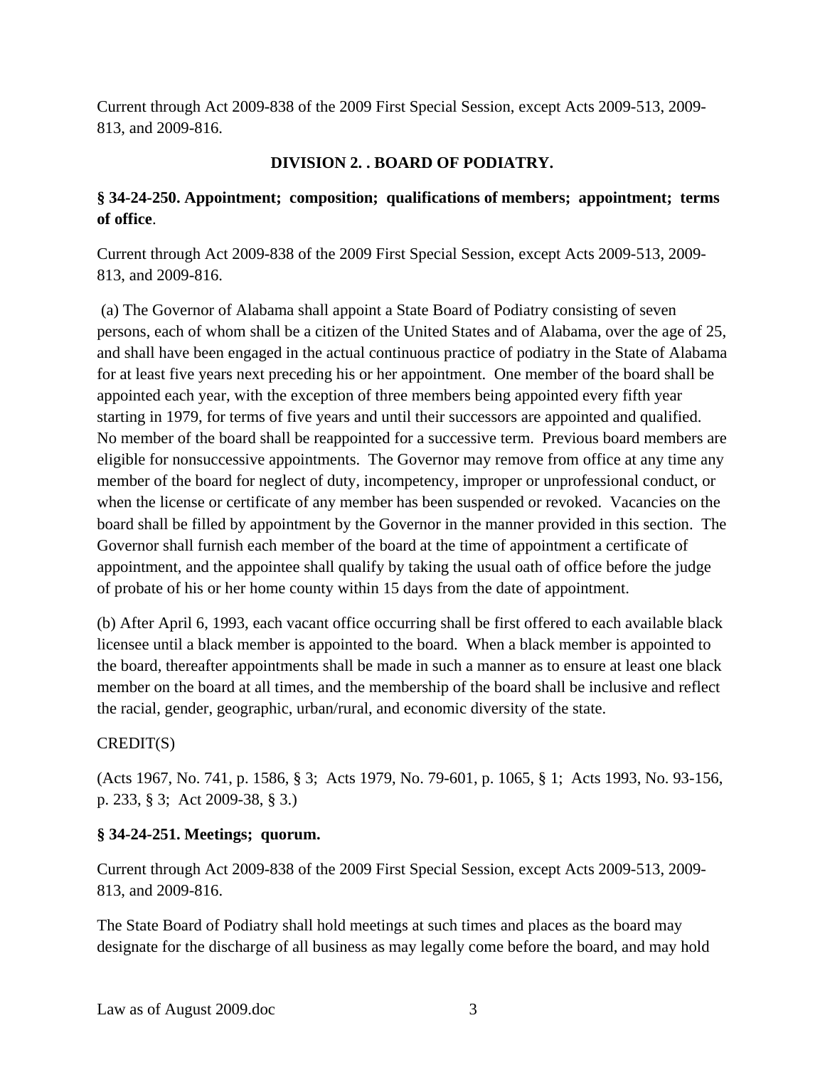Current through Act 2009-838 of the 2009 First Special Session, except Acts 2009-513, 2009-813, and 2009-816.

## DIVISION 2. . BOARD OF PODIATRY.

### § 34-24-250. Appointment; composition; qualifications of members; appointment; terms of office.

Current through Act 2009-838 of the 2009 First Special Session, except Acts 2009-513, 2009-813, and 2009-816.

(a) The Governor of Alabama shall appoint a State Board of Podiatry consisting of seven persons, each of whom shall be a citizen of the United States and of Alabama, over the age of 25, and shall have been engaged in the actual continuous practice of podiatry in the State of Alabama for at least five years next preceding his or her appointment. One member of the board shall be appointed each year, with the exception of three members being appointed every fifth year starting in 1979, for terms of five years and until their successors are appointed and qualified. No member of the board shall be reappointed for a successive term. Previous board members are eligible for nonsuccessive appointments. The Governor may remove from office at any time any member of the board for neglect of duty, incompetency, improper or unprofessional conduct, or when the license or certificate of any member has been suspended or revoked. Vacancies on the board shall be filled by appointment by the Governor in the manner provided in this section. The Governor shall furnish each member of the board at the time of appointment a certificate of appointment, and the appointee shall qualify by taking the usual oath of office before the judge of probate of his or her home county within 15 days from the date of appointment.

(b) After April 6, 1993, each vacant office occurring shall be first offered to each available black licensee until a black member is appointed to the board. When a black member is appointed to the board, thereafter appointments shall be made in such a manner as to ensure at least one black member on the board at all times, and the membership of the board shall be inclusive and reflect the racial, gender, geographic, urban/rural, and economic diversity of the state.

CREDIT(S)

(Acts 1967, No. 741, p. 1586, § 3; Acts 1979, No. 79-601, p. 1065, § 1; Acts 1993, No. 93-156, p. 233, § 3; Act 2009-38, § 3.)

### § 34-24-251. Meetings; quorum.

Current through Act 2009-838 of the 2009 First Special Session, except Acts 2009-513, 2009-813, and 2009-816.

The State Board of Podiatry shall hold meetings at such times and places as the board may designate for the discharge of all business as may legally come before the board, and may hold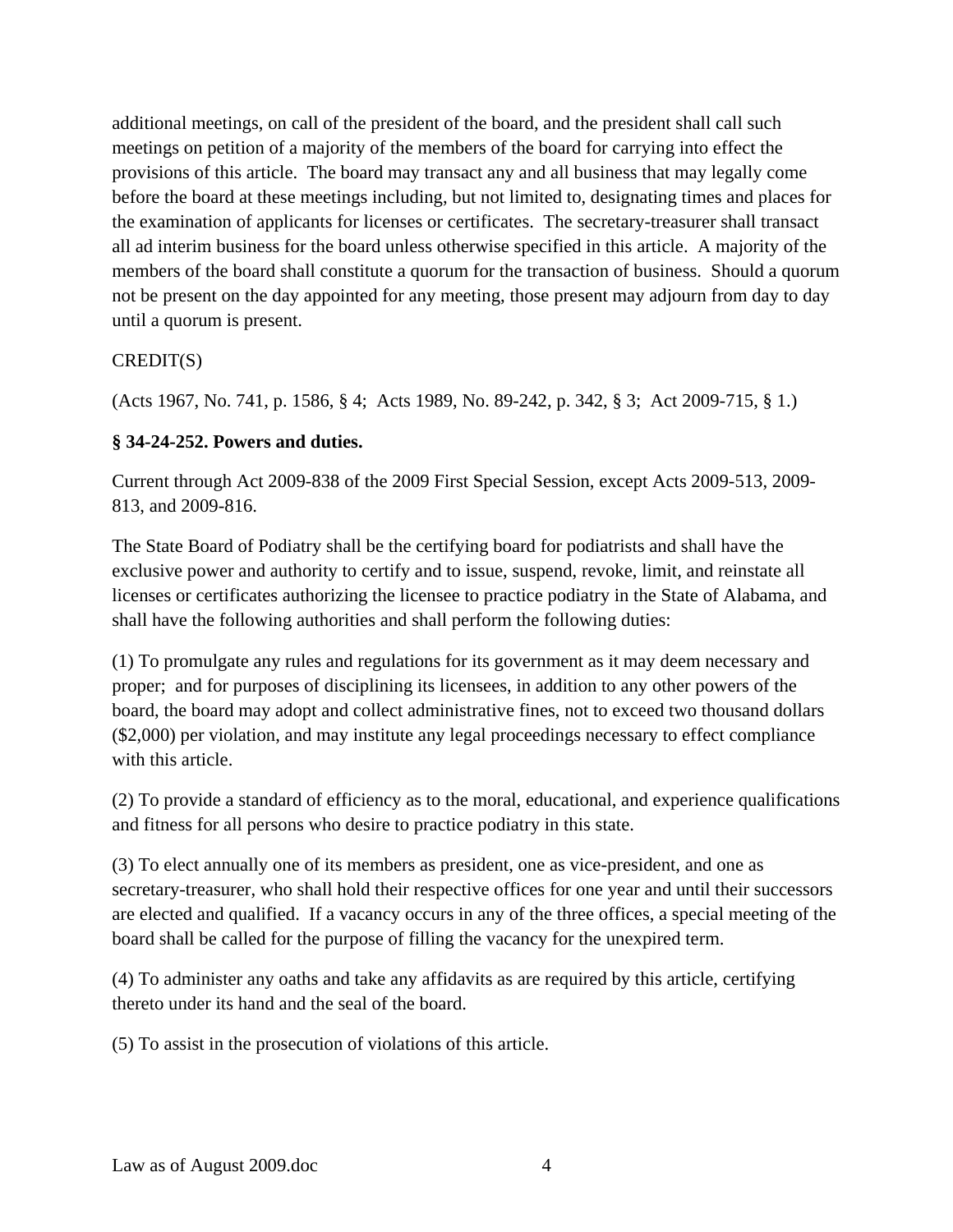additional meetings, on call of the president of the board, and the president shall call such meetings on petition of a majority of the members of the board for carrying into effect the provisions of this article. The board may transact any and all business that may legally come before the board at these meetings including, but not limited to, designating times and places for the examination of applicants for licenses or certificates. The secretary-treasurer shall transact all ad interim business for the board unless otherwise specified in this article. A majority of the members of the board shall constitute a quorum for the transaction of business. Should a quorum not be present on the day appointed for any meeting, those present may adjourn from day to day until a quorum is present.

CREDIT(S)

(Acts 1967, No. 741, p. 1586, § 4; Acts 1989, No. 89-242, p. 342, § 3; Act 2009-715, § 1.)

**§ 34-24-252. Powers and duties.**

Current through Act 2009-838 of the 2009 First Special Session, except Acts 2009-513, 2009-813, and 2009-816.

The State Board of Podiatry shall be the certifying board for podiatrists and shall have the exclusive power and authority to certify and to issue, suspend, revoke, limit, and reinstate all licenses or certificates authorizing the licensee to practice podiatry in the State of Alabama, and shall have the following authorities and shall perform the following duties:

(1) To promulgate any rules and regulations for its government as it may deem necessary and proper; and for purposes of disciplining its licensees, in addition to any other powers of the board, the board may adopt and collect administrative fines, not to exceed two thousand dollars ($2,000) per violation, and may institute any legal proceedings necessary to effect compliance with this article.

(2) To provide a standard of efficiency as to the moral, educational, and experience qualifications and fitness for all persons who desire to practice podiatry in this state.

(3) To elect annually one of its members as president, one as vice-president, and one as secretary-treasurer, who shall hold their respective offices for one year and until their successors are elected and qualified. If a vacancy occurs in any of the three offices, a special meeting of the board shall be called for the purpose of filling the vacancy for the unexpired term.

(4) To administer any oaths and take any affidavits as are required by this article, certifying thereto under its hand and the seal of the board.

(5) To assist in the prosecution of violations of this article.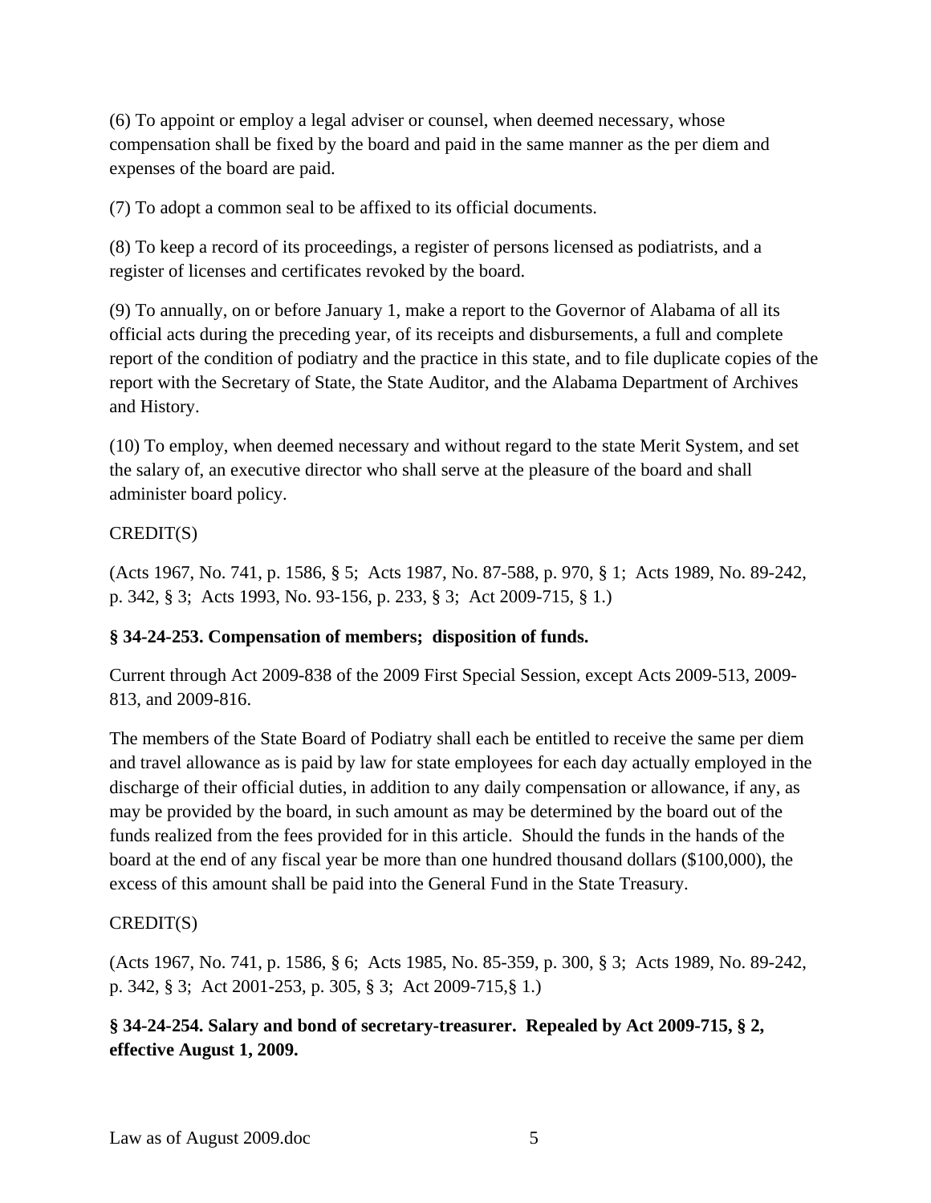(6) To appoint or employ a legal adviser or counsel, when deemed necessary, whose compensation shall be fixed by the board and paid in the same manner as the per diem and expenses of the board are paid.

(7) To adopt a common seal to be affixed to its official documents.

(8) To keep a record of its proceedings, a register of persons licensed as podiatrists, and a register of licenses and certificates revoked by the board.

(9) To annually, on or before January 1, make a report to the Governor of Alabama of all its official acts during the preceding year, of its receipts and disbursements, a full and complete report of the condition of podiatry and the practice in this state, and to file duplicate copies of the report with the Secretary of State, the State Auditor, and the Alabama Department of Archives and History.

(10) To employ, when deemed necessary and without regard to the state Merit System, and set the salary of, an executive director who shall serve at the pleasure of the board and shall administer board policy.

CREDIT(S)

(Acts 1967, No. 741, p. 1586, § 5; Acts 1987, No. 87-588, p. 970, § 1; Acts 1989, No. 89-242, p. 342, § 3; Acts 1993, No. 93-156, p. 233, § 3; Act 2009-715, § 1.)

**§ 34-24-253. Compensation of members; disposition of funds.**

Current through Act 2009-838 of the 2009 First Special Session, except Acts 2009-513, 2009-813, and 2009-816.

The members of the State Board of Podiatry shall each be entitled to receive the same per diem and travel allowance as is paid by law for state employees for each day actually employed in the discharge of their official duties, in addition to any daily compensation or allowance, if any, as may be provided by the board, in such amount as may be determined by the board out of the funds realized from the fees provided for in this article. Should the funds in the hands of the board at the end of any fiscal year be more than one hundred thousand dollars ($100,000), the excess of this amount shall be paid into the General Fund in the State Treasury.

CREDIT(S)

(Acts 1967, No. 741, p. 1586, § 6; Acts 1985, No. 85-359, p. 300, § 3; Acts 1989, No. 89-242, p. 342, § 3; Act 2001-253, p. 305, § 3; Act 2009-715,§ 1.)

**§ 34-24-254. Salary and bond of secretary-treasurer. Repealed by Act 2009-715, § 2, effective August 1, 2009.**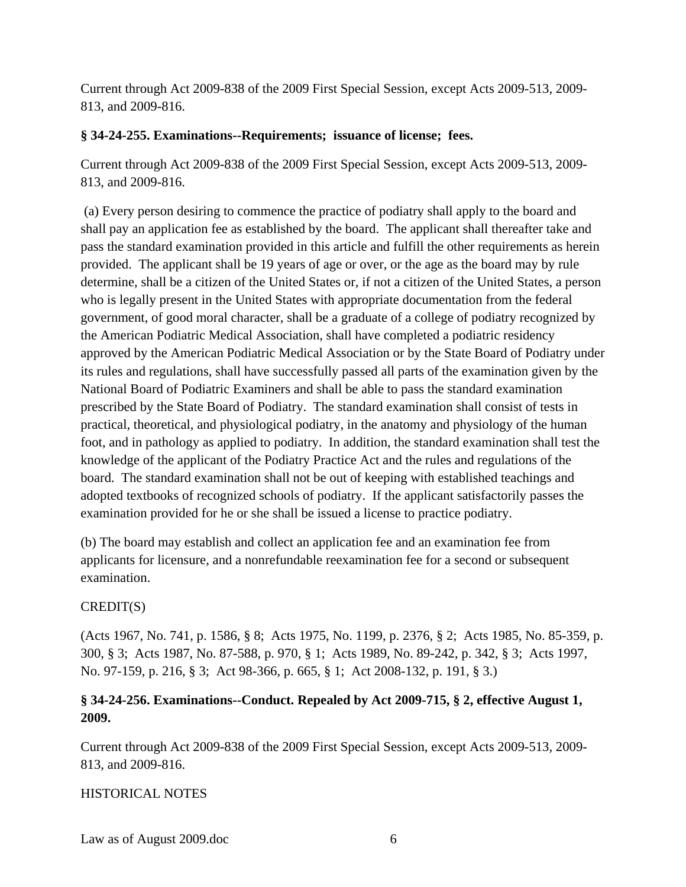Current through Act 2009-838 of the 2009 First Special Session, except Acts 2009-513, 2009-813, and 2009-816.

**§ 34-24-255. Examinations--Requirements; issuance of license; fees.**

Current through Act 2009-838 of the 2009 First Special Session, except Acts 2009-513, 2009-813, and 2009-816.

(a) Every person desiring to commence the practice of podiatry shall apply to the board and shall pay an application fee as established by the board. The applicant shall thereafter take and pass the standard examination provided in this article and fulfill the other requirements as herein provided. The applicant shall be 19 years of age or over, or the age as the board may by rule determine, shall be a citizen of the United States or, if not a citizen of the United States, a person who is legally present in the United States with appropriate documentation from the federal government, of good moral character, shall be a graduate of a college of podiatry recognized by the American Podiatric Medical Association, shall have completed a podiatric residency approved by the American Podiatric Medical Association or by the State Board of Podiatry under its rules and regulations, shall have successfully passed all parts of the examination given by the National Board of Podiatric Examiners and shall be able to pass the standard examination prescribed by the State Board of Podiatry. The standard examination shall consist of tests in practical, theoretical, and physiological podiatry, in the anatomy and physiology of the human foot, and in pathology as applied to podiatry. In addition, the standard examination shall test the knowledge of the applicant of the Podiatry Practice Act and the rules and regulations of the board. The standard examination shall not be out of keeping with established teachings and adopted textbooks of recognized schools of podiatry. If the applicant satisfactorily passes the examination provided for he or she shall be issued a license to practice podiatry.

(b) The board may establish and collect an application fee and an examination fee from applicants for licensure, and a nonrefundable reexamination fee for a second or subsequent examination.

CREDIT(S)

(Acts 1967, No. 741, p. 1586, § 8; Acts 1975, No. 1199, p. 2376, § 2; Acts 1985, No. 85-359, p. 300, § 3; Acts 1987, No. 87-588, p. 970, § 1; Acts 1989, No. 89-242, p. 342, § 3; Acts 1997, No. 97-159, p. 216, § 3; Act 98-366, p. 665, § 1; Act 2008-132, p. 191, § 3.)

**§ 34-24-256. Examinations--Conduct. Repealed by Act 2009-715, § 2, effective August 1, 2009.**

Current through Act 2009-838 of the 2009 First Special Session, except Acts 2009-513, 2009-813, and 2009-816.

HISTORICAL NOTES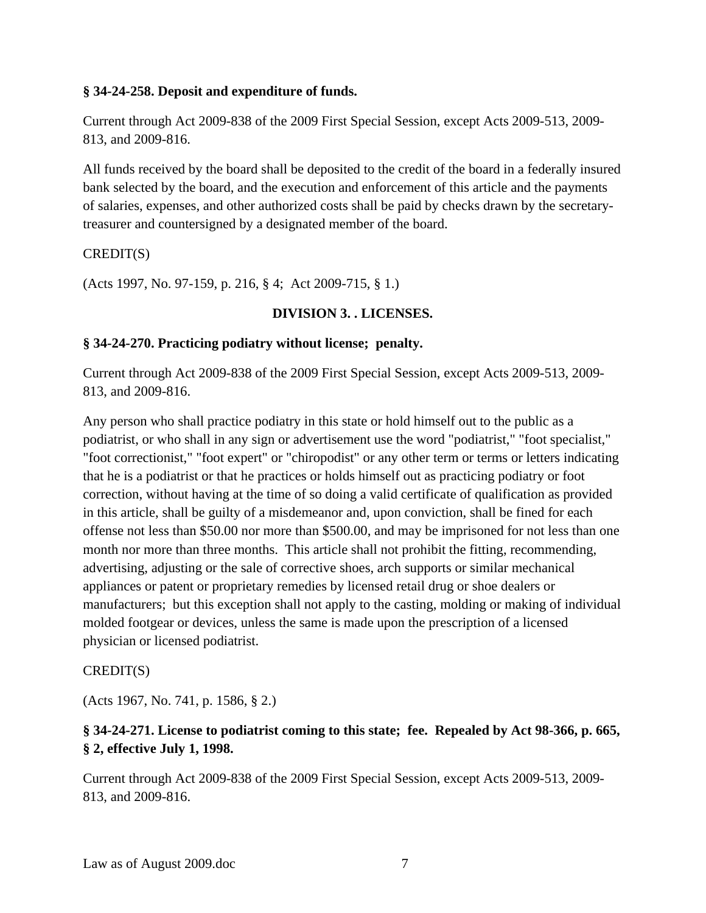**§ 34-24-258. Deposit and expenditure of funds.**

Current through Act 2009-838 of the 2009 First Special Session, except Acts 2009-513, 2009-813, and 2009-816.

All funds received by the board shall be deposited to the credit of the board in a federally insured bank selected by the board, and the execution and enforcement of this article and the payments of salaries, expenses, and other authorized costs shall be paid by checks drawn by the secretary-treasurer and countersigned by a designated member of the board.

CREDIT(S)

(Acts 1997, No. 97-159, p. 216, § 4; Act 2009-715, § 1.)

**DIVISION 3. . LICENSES.**

**§ 34-24-270. Practicing podiatry without license; penalty.**

Current through Act 2009-838 of the 2009 First Special Session, except Acts 2009-513, 2009-813, and 2009-816.

Any person who shall practice podiatry in this state or hold himself out to the public as a podiatrist, or who shall in any sign or advertisement use the word "podiatrist," "foot specialist," "foot correctionist," "foot expert" or "chiropodist" or any other term or terms or letters indicating that he is a podiatrist or that he practices or holds himself out as practicing podiatry or foot correction, without having at the time of so doing a valid certificate of qualification as provided in this article, shall be guilty of a misdemeanor and, upon conviction, shall be fined for each offense not less than $50.00 nor more than $500.00, and may be imprisoned for not less than one month nor more than three months. This article shall not prohibit the fitting, recommending, advertising, adjusting or the sale of corrective shoes, arch supports or similar mechanical appliances or patent or proprietary remedies by licensed retail drug or shoe dealers or manufacturers; but this exception shall not apply to the casting, molding or making of individual molded footgear or devices, unless the same is made upon the prescription of a licensed physician or licensed podiatrist.

CREDIT(S)

(Acts 1967, No. 741, p. 1586, § 2.)

**§ 34-24-271. License to podiatrist coming to this state; fee. Repealed by Act 98-366, p. 665, § 2, effective July 1, 1998.**

Current through Act 2009-838 of the 2009 First Special Session, except Acts 2009-513, 2009-813, and 2009-816.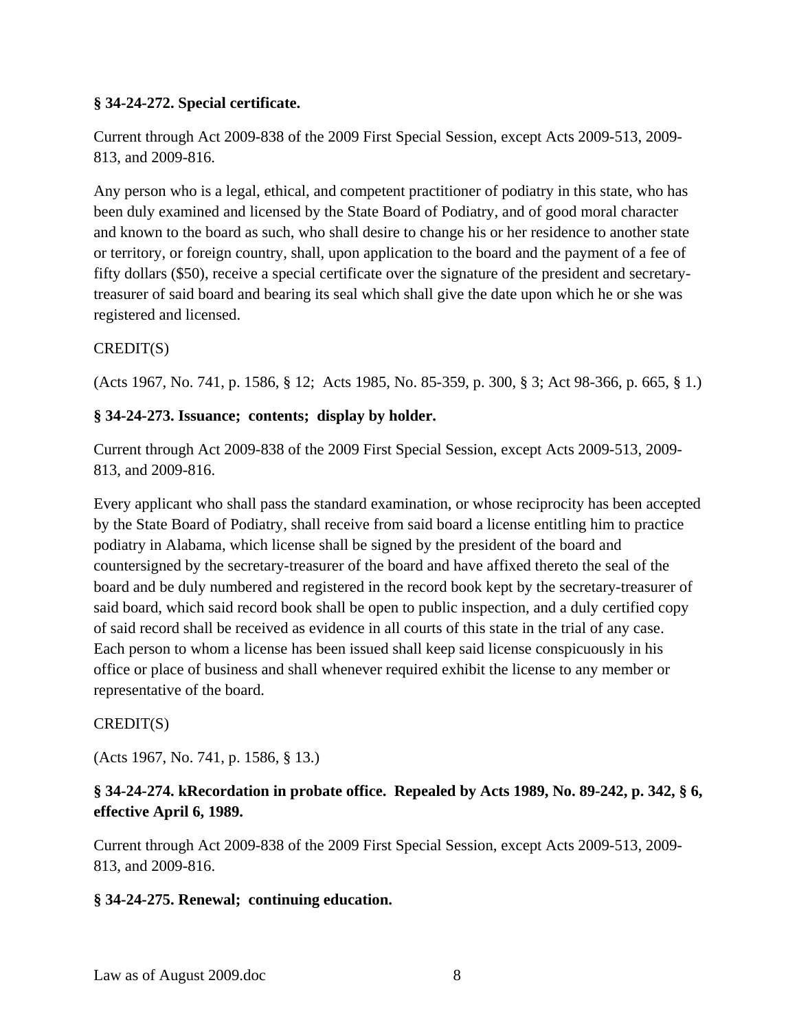**§ 34-24-272. Special certificate.**

Current through Act 2009-838 of the 2009 First Special Session, except Acts 2009-513, 2009-813, and 2009-816.

Any person who is a legal, ethical, and competent practitioner of podiatry in this state, who has been duly examined and licensed by the State Board of Podiatry, and of good moral character and known to the board as such, who shall desire to change his or her residence to another state or territory, or foreign country, shall, upon application to the board and the payment of a fee of fifty dollars ($50), receive a special certificate over the signature of the president and secretary-treasurer of said board and bearing its seal which shall give the date upon which he or she was registered and licensed.

CREDIT(S)

(Acts 1967, No. 741, p. 1586, § 12; Acts 1985, No. 85-359, p. 300, § 3; Act 98-366, p. 665, § 1.)

**§ 34-24-273. Issuance; contents; display by holder.**

Current through Act 2009-838 of the 2009 First Special Session, except Acts 2009-513, 2009-813, and 2009-816.

Every applicant who shall pass the standard examination, or whose reciprocity has been accepted by the State Board of Podiatry, shall receive from said board a license entitling him to practice podiatry in Alabama, which license shall be signed by the president of the board and countersigned by the secretary-treasurer of the board and have affixed thereto the seal of the board and be duly numbered and registered in the record book kept by the secretary-treasurer of said board, which said record book shall be open to public inspection, and a duly certified copy of said record shall be received as evidence in all courts of this state in the trial of any case. Each person to whom a license has been issued shall keep said license conspicuously in his office or place of business and shall whenever required exhibit the license to any member or representative of the board.

CREDIT(S)

(Acts 1967, No. 741, p. 1586, § 13.)

**§ 34-24-274. kRecordation in probate office. Repealed by Acts 1989, No. 89-242, p. 342, § 6, effective April 6, 1989.**

Current through Act 2009-838 of the 2009 First Special Session, except Acts 2009-513, 2009-813, and 2009-816.

**§ 34-24-275. Renewal; continuing education.**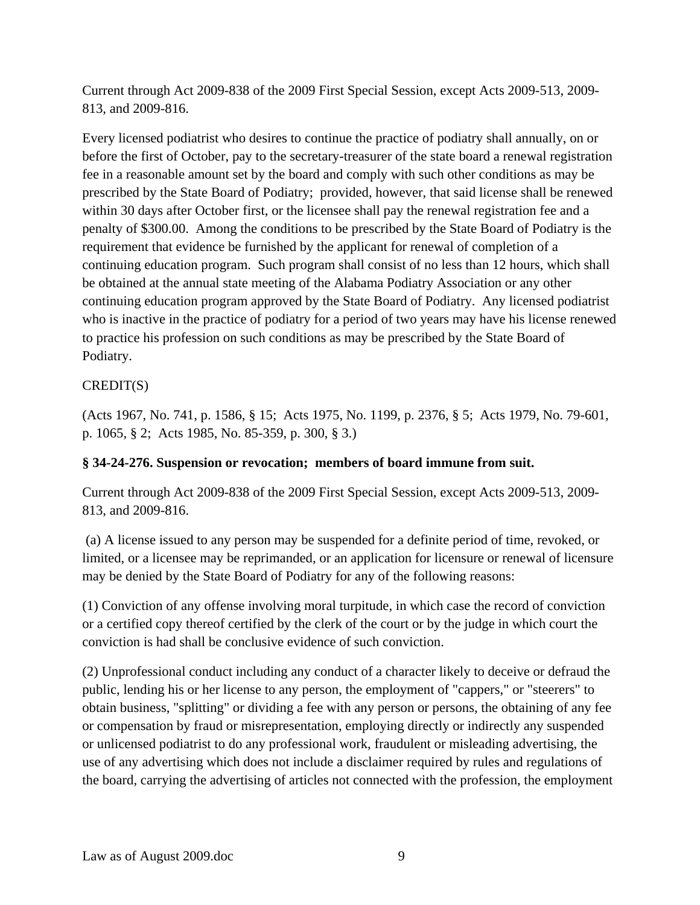Current through Act 2009-838 of the 2009 First Special Session, except Acts 2009-513, 2009-813, and 2009-816.

Every licensed podiatrist who desires to continue the practice of podiatry shall annually, on or before the first of October, pay to the secretary-treasurer of the state board a renewal registration fee in a reasonable amount set by the board and comply with such other conditions as may be prescribed by the State Board of Podiatry; provided, however, that said license shall be renewed within 30 days after October first, or the licensee shall pay the renewal registration fee and a penalty of $300.00. Among the conditions to be prescribed by the State Board of Podiatry is the requirement that evidence be furnished by the applicant for renewal of completion of a continuing education program. Such program shall consist of no less than 12 hours, which shall be obtained at the annual state meeting of the Alabama Podiatry Association or any other continuing education program approved by the State Board of Podiatry. Any licensed podiatrist who is inactive in the practice of podiatry for a period of two years may have his license renewed to practice his profession on such conditions as may be prescribed by the State Board of Podiatry.

CREDIT(S)

(Acts 1967, No. 741, p. 1586, § 15; Acts 1975, No. 1199, p. 2376, § 5; Acts 1979, No. 79-601, p. 1065, § 2; Acts 1985, No. 85-359, p. 300, § 3.)

**§ 34-24-276. Suspension or revocation; members of board immune from suit.**

Current through Act 2009-838 of the 2009 First Special Session, except Acts 2009-513, 2009-813, and 2009-816.

(a) A license issued to any person may be suspended for a definite period of time, revoked, or limited, or a licensee may be reprimanded, or an application for licensure or renewal of licensure may be denied by the State Board of Podiatry for any of the following reasons:

(1) Conviction of any offense involving moral turpitude, in which case the record of conviction or a certified copy thereof certified by the clerk of the court or by the judge in which court the conviction is had shall be conclusive evidence of such conviction.

(2) Unprofessional conduct including any conduct of a character likely to deceive or defraud the public, lending his or her license to any person, the employment of "cappers," or "steerers" to obtain business, "splitting" or dividing a fee with any person or persons, the obtaining of any fee or compensation by fraud or misrepresentation, employing directly or indirectly any suspended or unlicensed podiatrist to do any professional work, fraudulent or misleading advertising, the use of any advertising which does not include a disclaimer required by rules and regulations of the board, carrying the advertising of articles not connected with the profession, the employment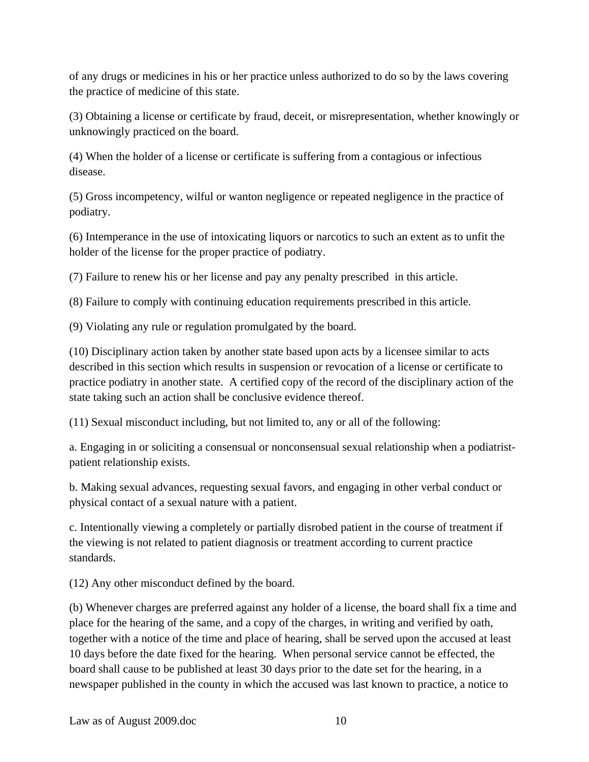of any drugs or medicines in his or her practice unless authorized to do so by the laws covering the practice of medicine of this state.

(3) Obtaining a license or certificate by fraud, deceit, or misrepresentation, whether knowingly or unknowingly practiced on the board.

(4) When the holder of a license or certificate is suffering from a contagious or infectious disease.

(5) Gross incompetency, wilful or wanton negligence or repeated negligence in the practice of podiatry.

(6) Intemperance in the use of intoxicating liquors or narcotics to such an extent as to unfit the holder of the license for the proper practice of podiatry.

(7) Failure to renew his or her license and pay any penalty prescribed in this article.

(8) Failure to comply with continuing education requirements prescribed in this article.

(9) Violating any rule or regulation promulgated by the board.

(10) Disciplinary action taken by another state based upon acts by a licensee similar to acts described in this section which results in suspension or revocation of a license or certificate to practice podiatry in another state. A certified copy of the record of the disciplinary action of the state taking such an action shall be conclusive evidence thereof.

(11) Sexual misconduct including, but not limited to, any or all of the following:

a. Engaging in or soliciting a consensual or nonconsensual sexual relationship when a podiatrist-patient relationship exists.

b. Making sexual advances, requesting sexual favors, and engaging in other verbal conduct or physical contact of a sexual nature with a patient.

c. Intentionally viewing a completely or partially disrobed patient in the course of treatment if the viewing is not related to patient diagnosis or treatment according to current practice standards.

(12) Any other misconduct defined by the board.

(b) Whenever charges are preferred against any holder of a license, the board shall fix a time and place for the hearing of the same, and a copy of the charges, in writing and verified by oath, together with a notice of the time and place of hearing, shall be served upon the accused at least 10 days before the date fixed for the hearing. When personal service cannot be effected, the board shall cause to be published at least 30 days prior to the date set for the hearing, in a newspaper published in the county in which the accused was last known to practice, a notice to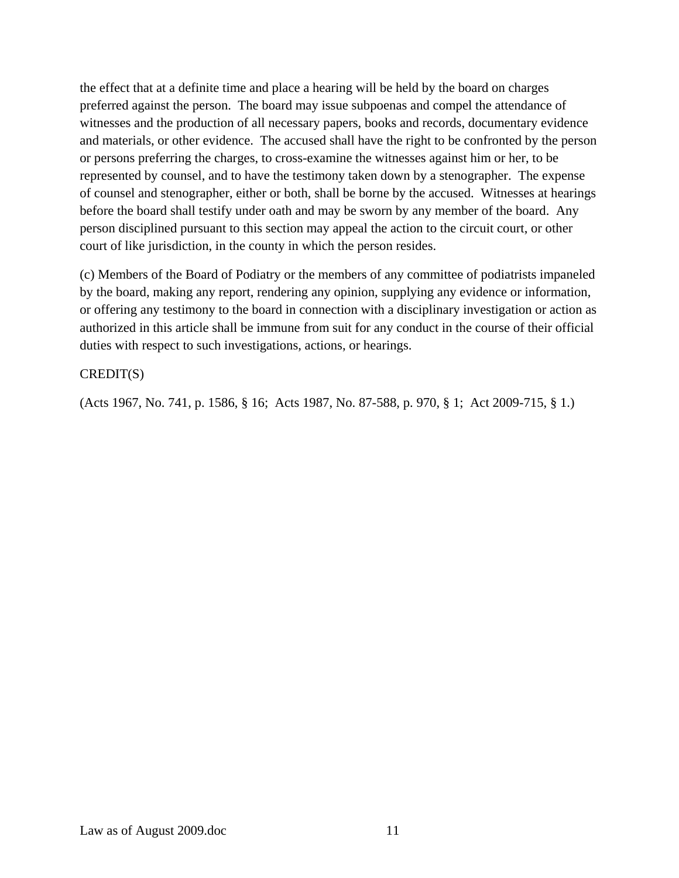the effect that at a definite time and place a hearing will be held by the board on charges preferred against the person. The board may issue subpoenas and compel the attendance of witnesses and the production of all necessary papers, books and records, documentary evidence and materials, or other evidence. The accused shall have the right to be confronted by the person or persons preferring the charges, to cross-examine the witnesses against him or her, to be represented by counsel, and to have the testimony taken down by a stenographer. The expense of counsel and stenographer, either or both, shall be borne by the accused. Witnesses at hearings before the board shall testify under oath and may be sworn by any member of the board. Any person disciplined pursuant to this section may appeal the action to the circuit court, or other court of like jurisdiction, in the county in which the person resides.

(c) Members of the Board of Podiatry or the members of any committee of podiatrists impaneled by the board, making any report, rendering any opinion, supplying any evidence or information, or offering any testimony to the board in connection with a disciplinary investigation or action as authorized in this article shall be immune from suit for any conduct in the course of their official duties with respect to such investigations, actions, or hearings.

CREDIT(S)

(Acts 1967, No. 741, p. 1586, § 16; Acts 1987, No. 87-588, p. 970, § 1; Act 2009-715, § 1.)